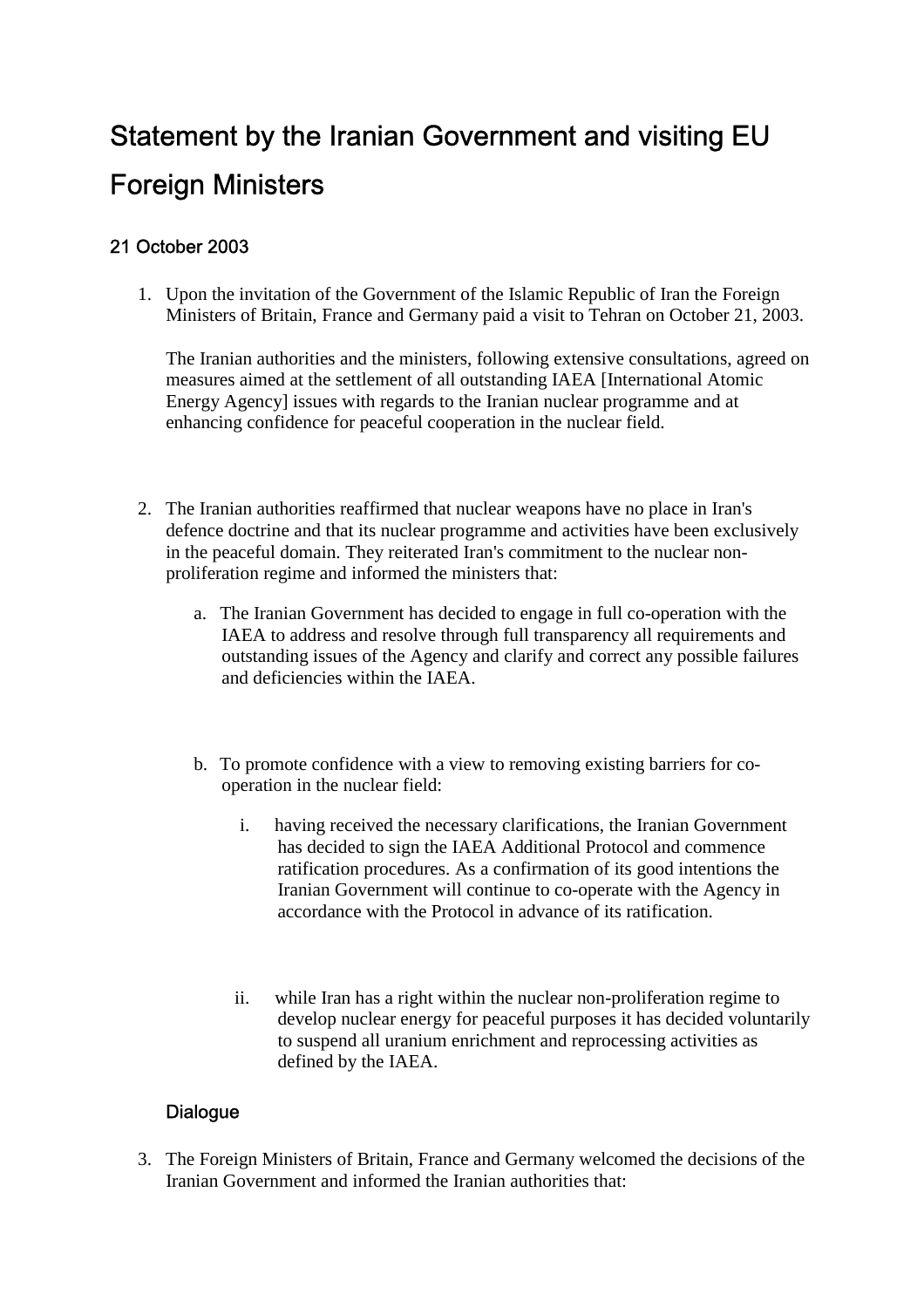# Statement by the Iranian Government and visiting EU Foreign Ministers

## 21 October 2003

1. Upon the invitation of the Government of the Islamic Republic of Iran the Foreign Ministers of Britain, France and Germany paid a visit to Tehran on October 21, 2003.

   The Iranian authorities and the ministers, following extensive consultations, agreed on measures aimed at the settlement of all outstanding IAEA [International Atomic Energy Agency] issues with regards to the Iranian nuclear programme and at enhancing confidence for peaceful cooperation in the nuclear field.

2. The Iranian authorities reaffirmed that nuclear weapons have no place in Iran's defence doctrine and that its nuclear programme and activities have been exclusively in the peaceful domain. They reiterated Iran's commitment to the nuclear non-proliferation regime and informed the ministers that:

   a. The Iranian Government has decided to engage in full co-operation with the IAEA to address and resolve through full transparency all requirements and outstanding issues of the Agency and clarify and correct any possible failures and deficiencies within the IAEA.

   b. To promote confidence with a view to removing existing barriers for co-operation in the nuclear field:

      i. having received the necessary clarifications, the Iranian Government has decided to sign the IAEA Additional Protocol and commence ratification procedures. As a confirmation of its good intentions the Iranian Government will continue to co-operate with the Agency in accordance with the Protocol in advance of its ratification.

      ii. while Iran has a right within the nuclear non-proliferation regime to develop nuclear energy for peaceful purposes it has decided voluntarily to suspend all uranium enrichment and reprocessing activities as defined by the IAEA.

### Dialogue

3. The Foreign Ministers of Britain, France and Germany welcomed the decisions of the Iranian Government and informed the Iranian authorities that: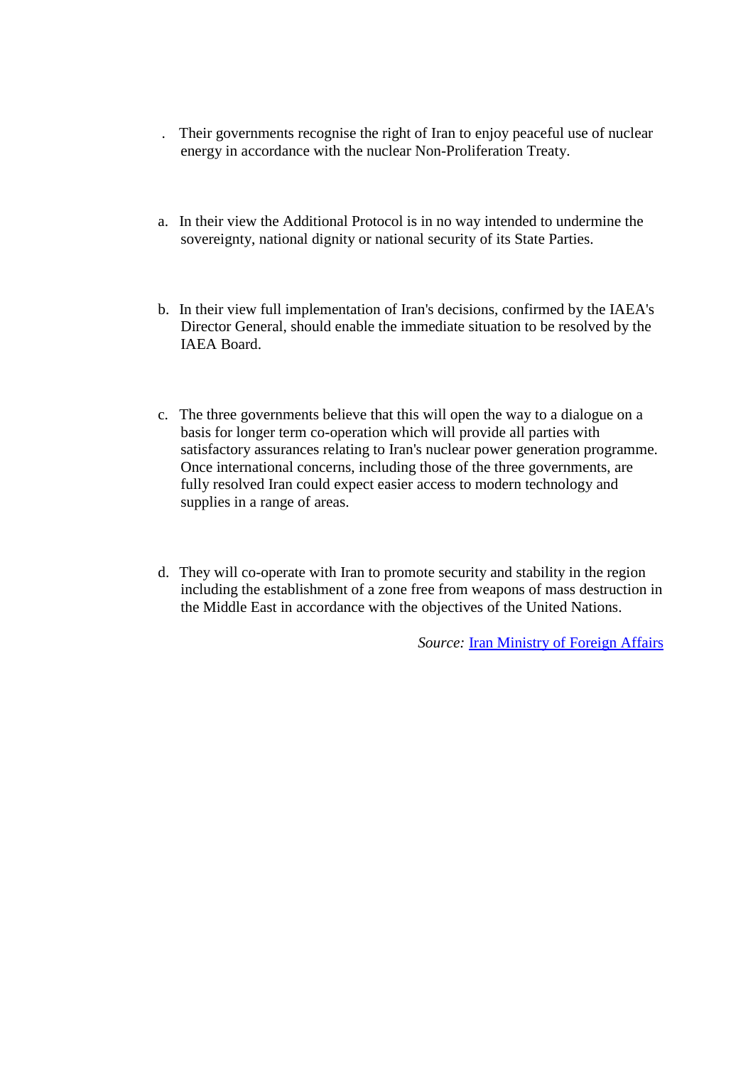. Their governments recognise the right of Iran to enjoy peaceful use of nuclear energy in accordance with the nuclear Non-Proliferation Treaty.

a. In their view the Additional Protocol is in no way intended to undermine the sovereignty, national dignity or national security of its State Parties.

b. In their view full implementation of Iran's decisions, confirmed by the IAEA's Director General, should enable the immediate situation to be resolved by the IAEA Board.

c. The three governments believe that this will open the way to a dialogue on a basis for longer term co-operation which will provide all parties with satisfactory assurances relating to Iran's nuclear power generation programme. Once international concerns, including those of the three governments, are fully resolved Iran could expect easier access to modern technology and supplies in a range of areas.

d. They will co-operate with Iran to promote security and stability in the region including the establishment of a zone free from weapons of mass destruction in the Middle East in accordance with the objectives of the United Nations.

*Source:* Iran Ministry of Foreign Affairs